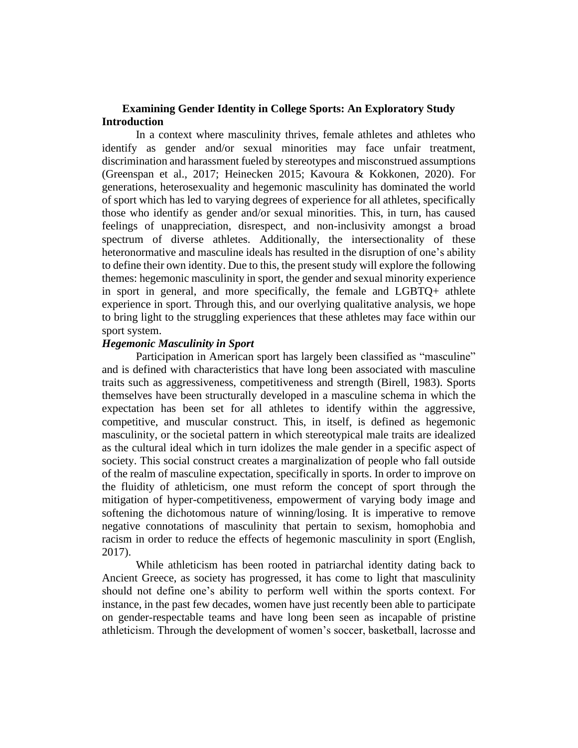# Examining Gender Identity in College Sports: An Exploratory Study

## Introduction

In a context where masculinity thrives, female athletes and athletes who identify as gender and/or sexual minorities may face unfair treatment, discrimination and harassment fueled by stereotypes and misconstrued assumptions (Greenspan et al., 2017; Heinecken 2015; Kavoura & Kokkonen, 2020). For generations, heterosexuality and hegemonic masculinity has dominated the world of sport which has led to varying degrees of experience for all athletes, specifically those who identify as gender and/or sexual minorities. This, in turn, has caused feelings of unappreciation, disrespect, and non-inclusivity amongst a broad spectrum of diverse athletes. Additionally, the intersectionality of these heteronormative and masculine ideals has resulted in the disruption of one's ability to define their own identity. Due to this, the present study will explore the following themes: hegemonic masculinity in sport, the gender and sexual minority experience in sport in general, and more specifically, the female and LGBTQ+ athlete experience in sport. Through this, and our overlying qualitative analysis, we hope to bring light to the struggling experiences that these athletes may face within our sport system.

### *Hegemonic Masculinity in Sport*

Participation in American sport has largely been classified as "masculine" and is defined with characteristics that have long been associated with masculine traits such as aggressiveness, competitiveness and strength (Birell, 1983). Sports themselves have been structurally developed in a masculine schema in which the expectation has been set for all athletes to identify within the aggressive, competitive, and muscular construct. This, in itself, is defined as hegemonic masculinity, or the societal pattern in which stereotypical male traits are idealized as the cultural ideal which in turn idolizes the male gender in a specific aspect of society. This social construct creates a marginalization of people who fall outside of the realm of masculine expectation, specifically in sports. In order to improve on the fluidity of athleticism, one must reform the concept of sport through the mitigation of hyper-competitiveness, empowerment of varying body image and softening the dichotomous nature of winning/losing. It is imperative to remove negative connotations of masculinity that pertain to sexism, homophobia and racism in order to reduce the effects of hegemonic masculinity in sport (English, 2017).

While athleticism has been rooted in patriarchal identity dating back to Ancient Greece, as society has progressed, it has come to light that masculinity should not define one's ability to perform well within the sports context. For instance, in the past few decades, women have just recently been able to participate on gender-respectable teams and have long been seen as incapable of pristine athleticism. Through the development of women's soccer, basketball, lacrosse and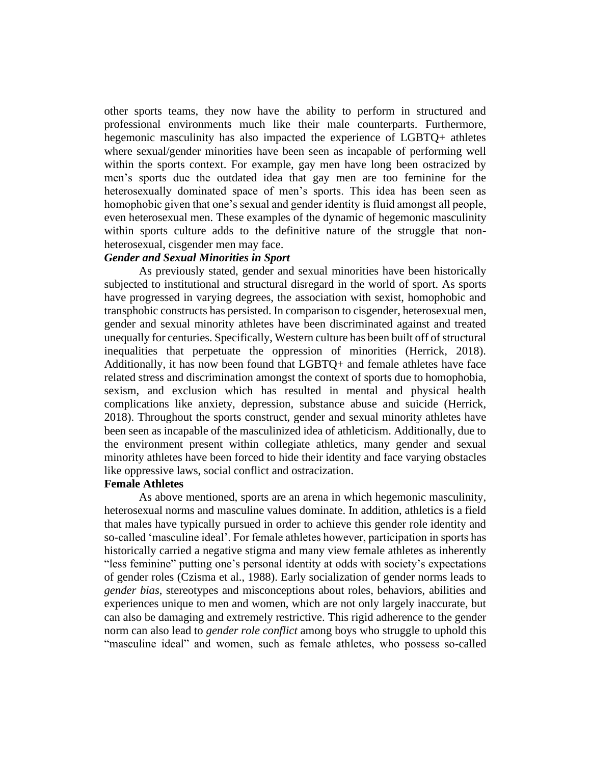other sports teams, they now have the ability to perform in structured and professional environments much like their male counterparts. Furthermore, hegemonic masculinity has also impacted the experience of LGBTQ+ athletes where sexual/gender minorities have been seen as incapable of performing well within the sports context. For example, gay men have long been ostracized by men's sports due the outdated idea that gay men are too feminine for the heterosexually dominated space of men's sports. This idea has been seen as homophobic given that one's sexual and gender identity is fluid amongst all people, even heterosexual men. These examples of the dynamic of hegemonic masculinity within sports culture adds to the definitive nature of the struggle that non-heterosexual, cisgender men may face.

### *Gender and Sexual Minorities in Sport*

As previously stated, gender and sexual minorities have been historically subjected to institutional and structural disregard in the world of sport. As sports have progressed in varying degrees, the association with sexist, homophobic and transphobic constructs has persisted. In comparison to cisgender, heterosexual men, gender and sexual minority athletes have been discriminated against and treated unequally for centuries. Specifically, Western culture has been built off of structural inequalities that perpetuate the oppression of minorities (Herrick, 2018). Additionally, it has now been found that LGBTQ+ and female athletes have face related stress and discrimination amongst the context of sports due to homophobia, sexism, and exclusion which has resulted in mental and physical health complications like anxiety, depression, substance abuse and suicide (Herrick, 2018). Throughout the sports construct, gender and sexual minority athletes have been seen as incapable of the masculinized idea of athleticism. Additionally, due to the environment present within collegiate athletics, many gender and sexual minority athletes have been forced to hide their identity and face varying obstacles like oppressive laws, social conflict and ostracization.

### **Female Athletes**

As above mentioned, sports are an arena in which hegemonic masculinity, heterosexual norms and masculine values dominate. In addition, athletics is a field that males have typically pursued in order to achieve this gender role identity and so-called 'masculine ideal'. For female athletes however, participation in sports has historically carried a negative stigma and many view female athletes as inherently "less feminine" putting one's personal identity at odds with society's expectations of gender roles (Czisma et al., 1988). Early socialization of gender norms leads to *gender bias*, stereotypes and misconceptions about roles, behaviors, abilities and experiences unique to men and women, which are not only largely inaccurate, but can also be damaging and extremely restrictive. This rigid adherence to the gender norm can also lead to *gender role conflict* among boys who struggle to uphold this "masculine ideal" and women, such as female athletes, who possess so-called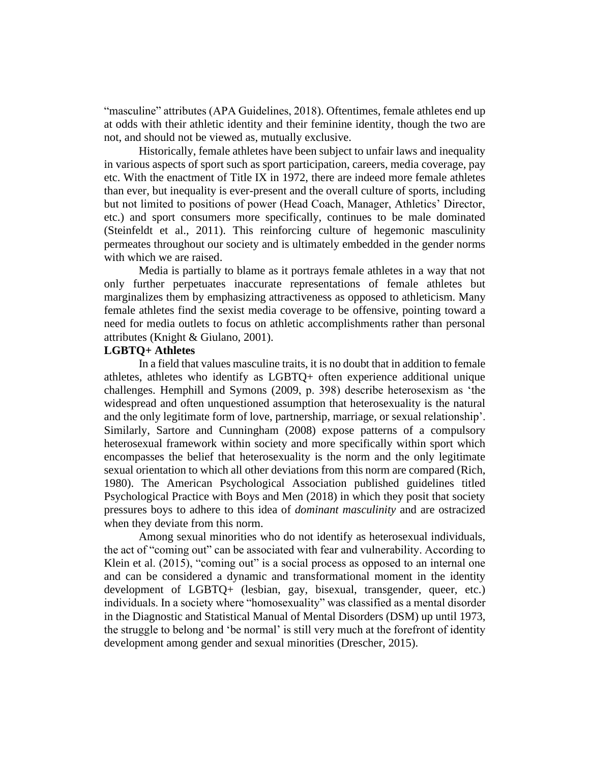"masculine" attributes (APA Guidelines, 2018). Oftentimes, female athletes end up at odds with their athletic identity and their feminine identity, though the two are not, and should not be viewed as, mutually exclusive.

Historically, female athletes have been subject to unfair laws and inequality in various aspects of sport such as sport participation, careers, media coverage, pay etc. With the enactment of Title IX in 1972, there are indeed more female athletes than ever, but inequality is ever-present and the overall culture of sports, including but not limited to positions of power (Head Coach, Manager, Athletics' Director, etc.) and sport consumers more specifically, continues to be male dominated (Steinfeldt et al., 2011). This reinforcing culture of hegemonic masculinity permeates throughout our society and is ultimately embedded in the gender norms with which we are raised.

Media is partially to blame as it portrays female athletes in a way that not only further perpetuates inaccurate representations of female athletes but marginalizes them by emphasizing attractiveness as opposed to athleticism. Many female athletes find the sexist media coverage to be offensive, pointing toward a need for media outlets to focus on athletic accomplishments rather than personal attributes (Knight & Giulano, 2001).

**LGBTQ+ Athletes**

In a field that values masculine traits, it is no doubt that in addition to female athletes, athletes who identify as LGBTQ+ often experience additional unique challenges. Hemphill and Symons (2009, p. 398) describe heterosexism as 'the widespread and often unquestioned assumption that heterosexuality is the natural and the only legitimate form of love, partnership, marriage, or sexual relationship'. Similarly, Sartore and Cunningham (2008) expose patterns of a compulsory heterosexual framework within society and more specifically within sport which encompasses the belief that heterosexuality is the norm and the only legitimate sexual orientation to which all other deviations from this norm are compared (Rich, 1980). The American Psychological Association published guidelines titled Psychological Practice with Boys and Men (2018) in which they posit that society pressures boys to adhere to this idea of *dominant masculinity* and are ostracized when they deviate from this norm.

Among sexual minorities who do not identify as heterosexual individuals, the act of "coming out" can be associated with fear and vulnerability. According to Klein et al. (2015), "coming out" is a social process as opposed to an internal one and can be considered a dynamic and transformational moment in the identity development of LGBTQ+ (lesbian, gay, bisexual, transgender, queer, etc.) individuals. In a society where "homosexuality" was classified as a mental disorder in the Diagnostic and Statistical Manual of Mental Disorders (DSM) up until 1973, the struggle to belong and 'be normal' is still very much at the forefront of identity development among gender and sexual minorities (Drescher, 2015).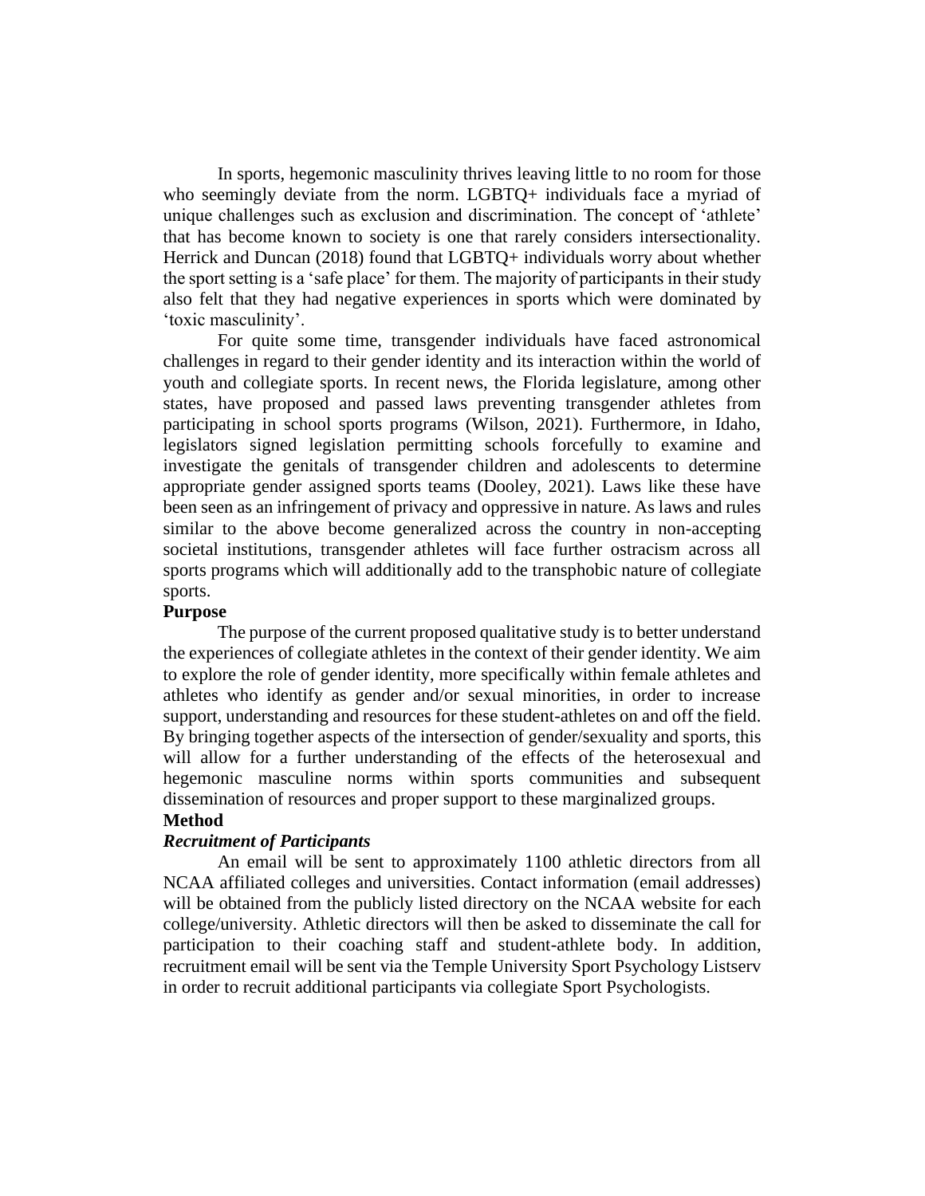In sports, hegemonic masculinity thrives leaving little to no room for those who seemingly deviate from the norm. LGBTQ+ individuals face a myriad of unique challenges such as exclusion and discrimination. The concept of 'athlete' that has become known to society is one that rarely considers intersectionality. Herrick and Duncan (2018) found that LGBTQ+ individuals worry about whether the sport setting is a 'safe place' for them. The majority of participants in their study also felt that they had negative experiences in sports which were dominated by 'toxic masculinity'.

For quite some time, transgender individuals have faced astronomical challenges in regard to their gender identity and its interaction within the world of youth and collegiate sports. In recent news, the Florida legislature, among other states, have proposed and passed laws preventing transgender athletes from participating in school sports programs (Wilson, 2021). Furthermore, in Idaho, legislators signed legislation permitting schools forcefully to examine and investigate the genitals of transgender children and adolescents to determine appropriate gender assigned sports teams (Dooley, 2021). Laws like these have been seen as an infringement of privacy and oppressive in nature. As laws and rules similar to the above become generalized across the country in non-accepting societal institutions, transgender athletes will face further ostracism across all sports programs which will additionally add to the transphobic nature of collegiate sports.

## Purpose

The purpose of the current proposed qualitative study is to better understand the experiences of collegiate athletes in the context of their gender identity. We aim to explore the role of gender identity, more specifically within female athletes and athletes who identify as gender and/or sexual minorities, in order to increase support, understanding and resources for these student-athletes on and off the field. By bringing together aspects of the intersection of gender/sexuality and sports, this will allow for a further understanding of the effects of the heterosexual and hegemonic masculine norms within sports communities and subsequent dissemination of resources and proper support to these marginalized groups.

## Method

### *Recruitment of Participants*

An email will be sent to approximately 1100 athletic directors from all NCAA affiliated colleges and universities. Contact information (email addresses) will be obtained from the publicly listed directory on the NCAA website for each college/university. Athletic directors will then be asked to disseminate the call for participation to their coaching staff and student-athlete body. In addition, recruitment email will be sent via the Temple University Sport Psychology Listserv in order to recruit additional participants via collegiate Sport Psychologists.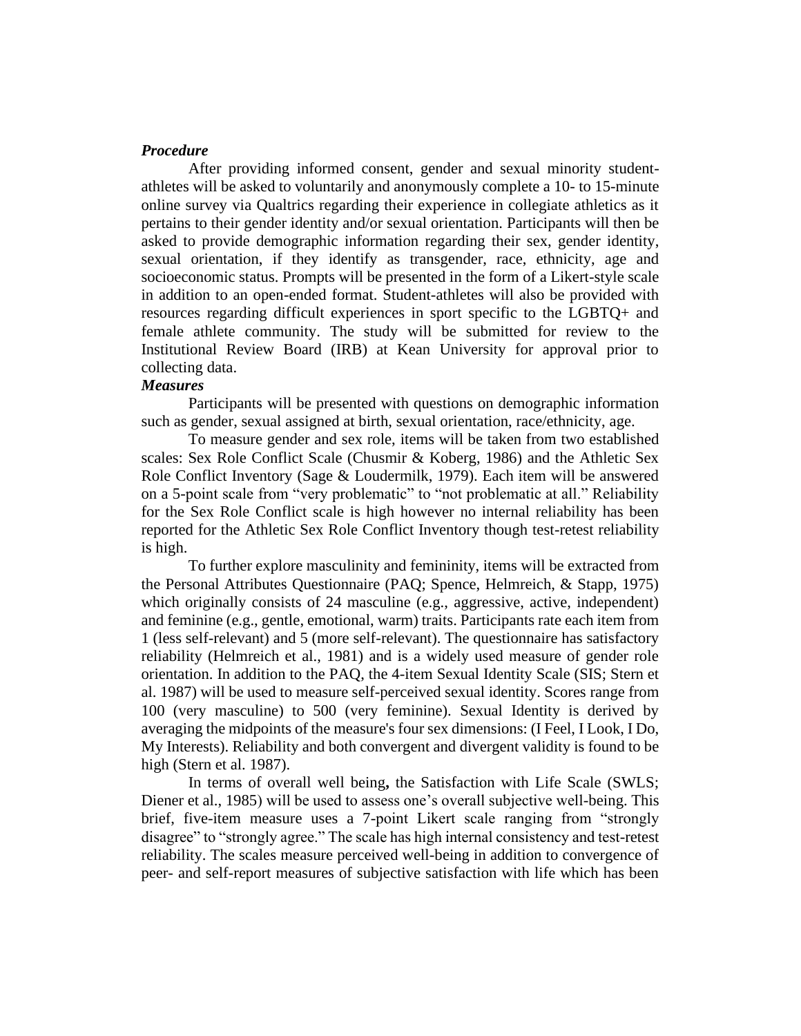***Procedure***

After providing informed consent, gender and sexual minority student-athletes will be asked to voluntarily and anonymously complete a 10- to 15-minute online survey via Qualtrics regarding their experience in collegiate athletics as it pertains to their gender identity and/or sexual orientation. Participants will then be asked to provide demographic information regarding their sex, gender identity, sexual orientation, if they identify as transgender, race, ethnicity, age and socioeconomic status. Prompts will be presented in the form of a Likert-style scale in addition to an open-ended format. Student-athletes will also be provided with resources regarding difficult experiences in sport specific to the LGBTQ+ and female athlete community. The study will be submitted for review to the Institutional Review Board (IRB) at Kean University for approval prior to collecting data.

***Measures***

Participants will be presented with questions on demographic information such as gender, sexual assigned at birth, sexual orientation, race/ethnicity, age.

To measure gender and sex role, items will be taken from two established scales: Sex Role Conflict Scale (Chusmir & Koberg, 1986) and the Athletic Sex Role Conflict Inventory (Sage & Loudermilk, 1979). Each item will be answered on a 5-point scale from "very problematic" to "not problematic at all." Reliability for the Sex Role Conflict scale is high however no internal reliability has been reported for the Athletic Sex Role Conflict Inventory though test-retest reliability is high.

To further explore masculinity and femininity, items will be extracted from the Personal Attributes Questionnaire (PAQ; Spence, Helmreich, & Stapp, 1975) which originally consists of 24 masculine (e.g., aggressive, active, independent) and feminine (e.g., gentle, emotional, warm) traits. Participants rate each item from 1 (less self-relevant) and 5 (more self-relevant). The questionnaire has satisfactory reliability (Helmreich et al., 1981) and is a widely used measure of gender role orientation. In addition to the PAQ, the 4-item Sexual Identity Scale (SIS; Stern et al. 1987) will be used to measure self-perceived sexual identity. Scores range from 100 (very masculine) to 500 (very feminine). Sexual Identity is derived by averaging the midpoints of the measure's four sex dimensions: (I Feel, I Look, I Do, My Interests). Reliability and both convergent and divergent validity is found to be high (Stern et al. 1987).

In terms of overall well being**,** the Satisfaction with Life Scale (SWLS; Diener et al., 1985) will be used to assess one's overall subjective well-being. This brief, five-item measure uses a 7-point Likert scale ranging from "strongly disagree" to "strongly agree." The scale has high internal consistency and test-retest reliability. The scales measure perceived well-being in addition to convergence of peer- and self-report measures of subjective satisfaction with life which has been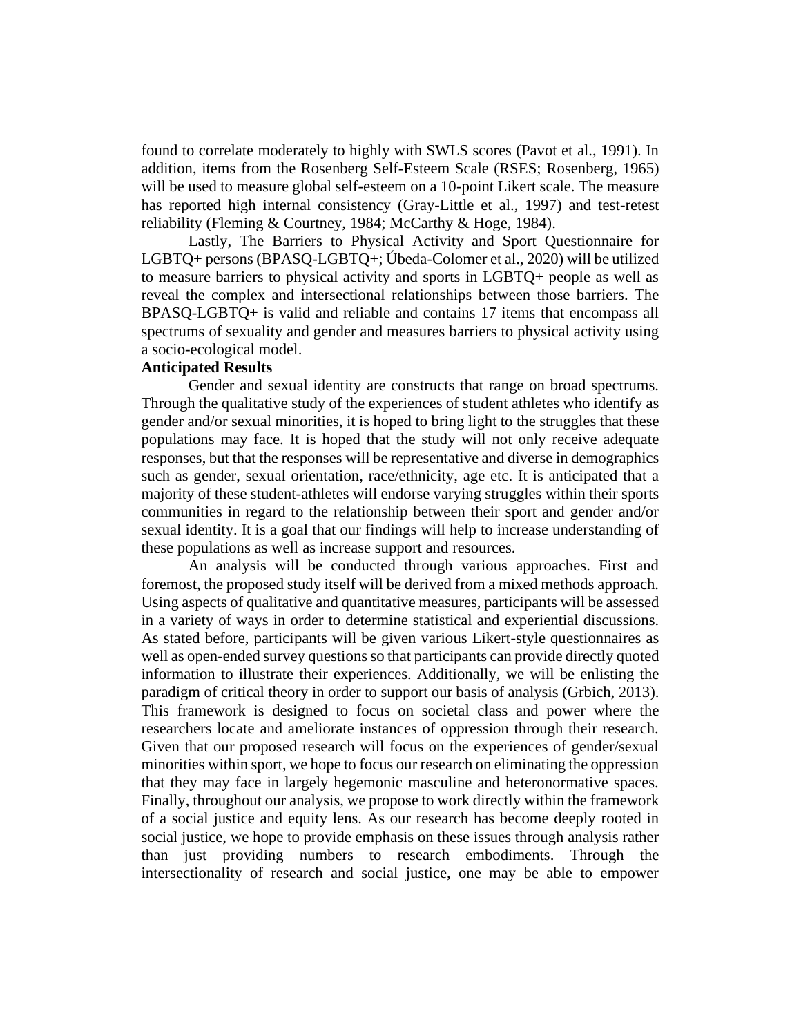found to correlate moderately to highly with SWLS scores (Pavot et al., 1991). In addition, items from the Rosenberg Self-Esteem Scale (RSES; Rosenberg, 1965) will be used to measure global self-esteem on a 10-point Likert scale. The measure has reported high internal consistency (Gray-Little et al., 1997) and test-retest reliability (Fleming & Courtney, 1984; McCarthy & Hoge, 1984).

Lastly, The Barriers to Physical Activity and Sport Questionnaire for LGBTQ+ persons (BPASQ-LGBTQ+; Úbeda-Colomer et al., 2020) will be utilized to measure barriers to physical activity and sports in LGBTQ+ people as well as reveal the complex and intersectional relationships between those barriers. The BPASQ-LGBTQ+ is valid and reliable and contains 17 items that encompass all spectrums of sexuality and gender and measures barriers to physical activity using a socio-ecological model.

**Anticipated Results**

Gender and sexual identity are constructs that range on broad spectrums. Through the qualitative study of the experiences of student athletes who identify as gender and/or sexual minorities, it is hoped to bring light to the struggles that these populations may face. It is hoped that the study will not only receive adequate responses, but that the responses will be representative and diverse in demographics such as gender, sexual orientation, race/ethnicity, age etc. It is anticipated that a majority of these student-athletes will endorse varying struggles within their sports communities in regard to the relationship between their sport and gender and/or sexual identity. It is a goal that our findings will help to increase understanding of these populations as well as increase support and resources.

An analysis will be conducted through various approaches. First and foremost, the proposed study itself will be derived from a mixed methods approach. Using aspects of qualitative and quantitative measures, participants will be assessed in a variety of ways in order to determine statistical and experiential discussions. As stated before, participants will be given various Likert-style questionnaires as well as open-ended survey questions so that participants can provide directly quoted information to illustrate their experiences. Additionally, we will be enlisting the paradigm of critical theory in order to support our basis of analysis (Grbich, 2013). This framework is designed to focus on societal class and power where the researchers locate and ameliorate instances of oppression through their research. Given that our proposed research will focus on the experiences of gender/sexual minorities within sport, we hope to focus our research on eliminating the oppression that they may face in largely hegemonic masculine and heteronormative spaces. Finally, throughout our analysis, we propose to work directly within the framework of a social justice and equity lens. As our research has become deeply rooted in social justice, we hope to provide emphasis on these issues through analysis rather than just providing numbers to research embodiments. Through the intersectionality of research and social justice, one may be able to empower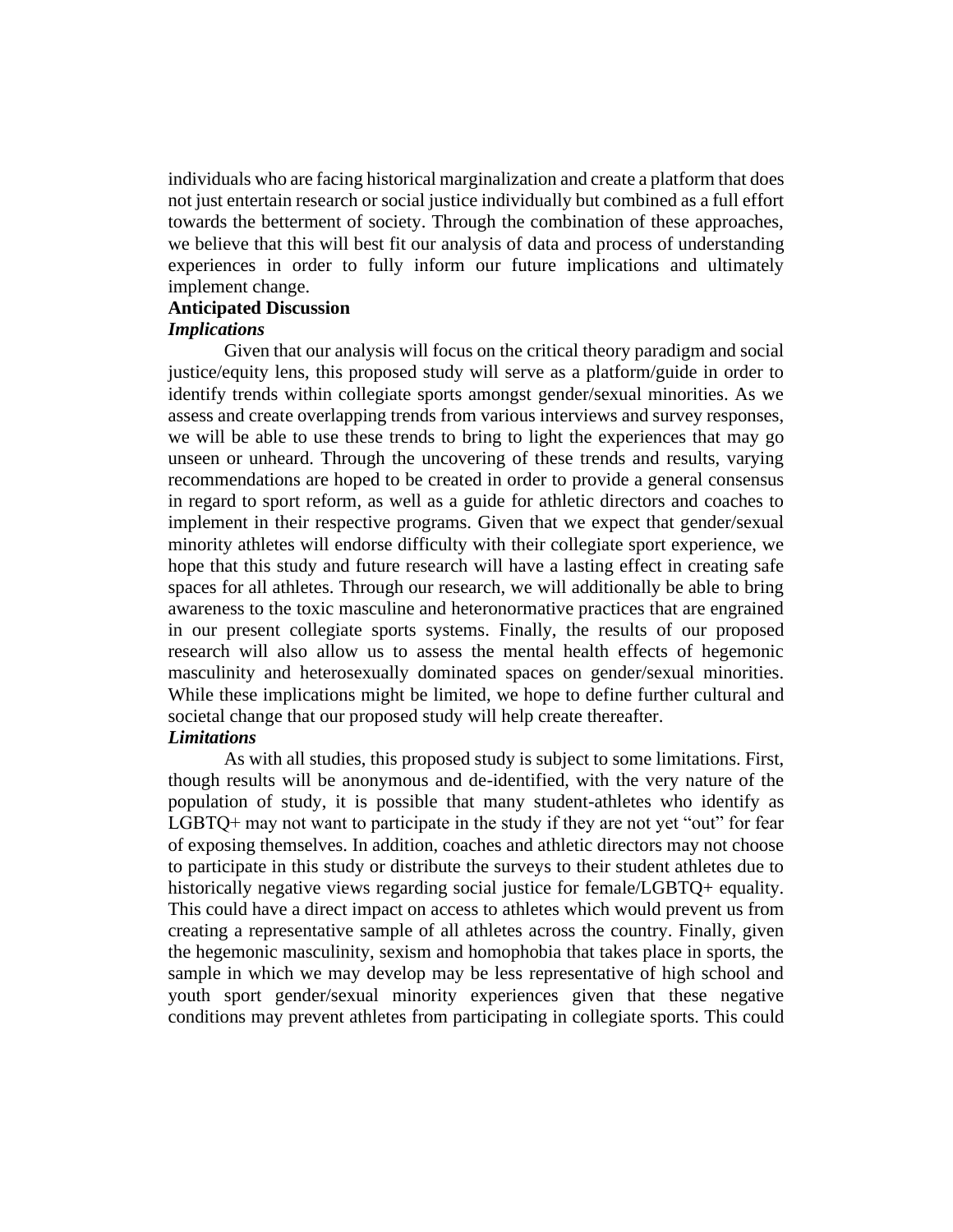individuals who are facing historical marginalization and create a platform that does not just entertain research or social justice individually but combined as a full effort towards the betterment of society. Through the combination of these approaches, we believe that this will best fit our analysis of data and process of understanding experiences in order to fully inform our future implications and ultimately implement change.

## Anticipated Discussion

### *Implications*

Given that our analysis will focus on the critical theory paradigm and social justice/equity lens, this proposed study will serve as a platform/guide in order to identify trends within collegiate sports amongst gender/sexual minorities. As we assess and create overlapping trends from various interviews and survey responses, we will be able to use these trends to bring to light the experiences that may go unseen or unheard. Through the uncovering of these trends and results, varying recommendations are hoped to be created in order to provide a general consensus in regard to sport reform, as well as a guide for athletic directors and coaches to implement in their respective programs. Given that we expect that gender/sexual minority athletes will endorse difficulty with their collegiate sport experience, we hope that this study and future research will have a lasting effect in creating safe spaces for all athletes. Through our research, we will additionally be able to bring awareness to the toxic masculine and heteronormative practices that are engrained in our present collegiate sports systems. Finally, the results of our proposed research will also allow us to assess the mental health effects of hegemonic masculinity and heterosexually dominated spaces on gender/sexual minorities. While these implications might be limited, we hope to define further cultural and societal change that our proposed study will help create thereafter.

### *Limitations*

As with all studies, this proposed study is subject to some limitations. First, though results will be anonymous and de-identified, with the very nature of the population of study, it is possible that many student-athletes who identify as LGBTQ+ may not want to participate in the study if they are not yet "out" for fear of exposing themselves. In addition, coaches and athletic directors may not choose to participate in this study or distribute the surveys to their student athletes due to historically negative views regarding social justice for female/LGBTQ+ equality. This could have a direct impact on access to athletes which would prevent us from creating a representative sample of all athletes across the country. Finally, given the hegemonic masculinity, sexism and homophobia that takes place in sports, the sample in which we may develop may be less representative of high school and youth sport gender/sexual minority experiences given that these negative conditions may prevent athletes from participating in collegiate sports. This could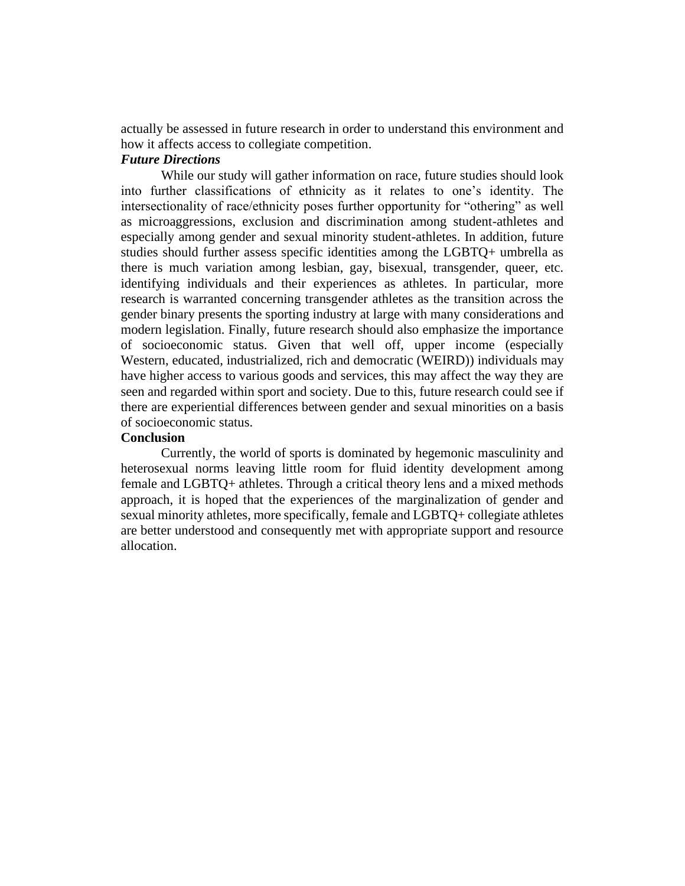actually be assessed in future research in order to understand this environment and how it affects access to collegiate competition.

### *Future Directions*

While our study will gather information on race, future studies should look into further classifications of ethnicity as it relates to one's identity. The intersectionality of race/ethnicity poses further opportunity for "othering" as well as microaggressions, exclusion and discrimination among student-athletes and especially among gender and sexual minority student-athletes. In addition, future studies should further assess specific identities among the LGBTQ+ umbrella as there is much variation among lesbian, gay, bisexual, transgender, queer, etc. identifying individuals and their experiences as athletes. In particular, more research is warranted concerning transgender athletes as the transition across the gender binary presents the sporting industry at large with many considerations and modern legislation. Finally, future research should also emphasize the importance of socioeconomic status. Given that well off, upper income (especially Western, educated, industrialized, rich and democratic (WEIRD)) individuals may have higher access to various goods and services, this may affect the way they are seen and regarded within sport and society. Due to this, future research could see if there are experiential differences between gender and sexual minorities on a basis of socioeconomic status.

## **Conclusion**

Currently, the world of sports is dominated by hegemonic masculinity and heterosexual norms leaving little room for fluid identity development among female and LGBTQ+ athletes. Through a critical theory lens and a mixed methods approach, it is hoped that the experiences of the marginalization of gender and sexual minority athletes, more specifically, female and LGBTQ+ collegiate athletes are better understood and consequently met with appropriate support and resource allocation.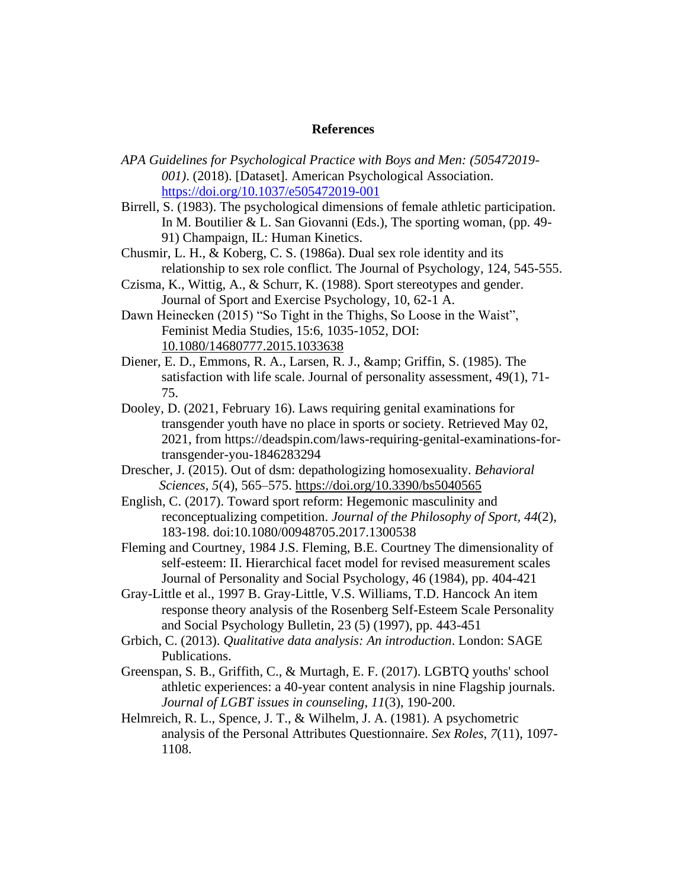# References

*APA Guidelines for Psychological Practice with Boys and Men: (505472019-001)*. (2018). [Dataset]. American Psychological Association. https://doi.org/10.1037/e505472019-001

Birrell, S. (1983). The psychological dimensions of female athletic participation. In M. Boutilier & L. San Giovanni (Eds.), The sporting woman, (pp. 49-91) Champaign, IL: Human Kinetics.

Chusmir, L. H., & Koberg, C. S. (1986a). Dual sex role identity and its relationship to sex role conflict. The Journal of Psychology, 124, 545-555.

Czisma, K., Wittig, A., & Schurr, K. (1988). Sport stereotypes and gender. Journal of Sport and Exercise Psychology, 10, 62-1 A.

Dawn Heinecken (2015) "So Tight in the Thighs, So Loose in the Waist", Feminist Media Studies, 15:6, 1035-1052, DOI: 10.1080/14680777.2015.1033638

Diener, E. D., Emmons, R. A., Larsen, R. J., &amp; Griffin, S. (1985). The satisfaction with life scale. Journal of personality assessment, 49(1), 71-75.

Dooley, D. (2021, February 16). Laws requiring genital examinations for transgender youth have no place in sports or society. Retrieved May 02, 2021, from https://deadspin.com/laws-requiring-genital-examinations-for-transgender-you-1846283294

Drescher, J. (2015). Out of dsm: depathologizing homosexuality. *Behavioral Sciences*, *5*(4), 565–575. https://doi.org/10.3390/bs5040565

English, C. (2017). Toward sport reform: Hegemonic masculinity and reconceptualizing competition. *Journal of the Philosophy of Sport, 44*(2), 183-198. doi:10.1080/00948705.2017.1300538

Fleming and Courtney, 1984 J.S. Fleming, B.E. Courtney The dimensionality of self-esteem: II. Hierarchical facet model for revised measurement scales Journal of Personality and Social Psychology, 46 (1984), pp. 404-421

Gray-Little et al., 1997 B. Gray-Little, V.S. Williams, T.D. Hancock An item response theory analysis of the Rosenberg Self-Esteem Scale Personality and Social Psychology Bulletin, 23 (5) (1997), pp. 443-451

Grbich, C. (2013). *Qualitative data analysis: An introduction*. London: SAGE Publications.

Greenspan, S. B., Griffith, C., & Murtagh, E. F. (2017). LGBTQ youths' school athletic experiences: a 40-year content analysis in nine Flagship journals. *Journal of LGBT issues in counseling*, *11*(3), 190-200.

Helmreich, R. L., Spence, J. T., & Wilhelm, J. A. (1981). A psychometric analysis of the Personal Attributes Questionnaire. *Sex Roles*, *7*(11), 1097-1108.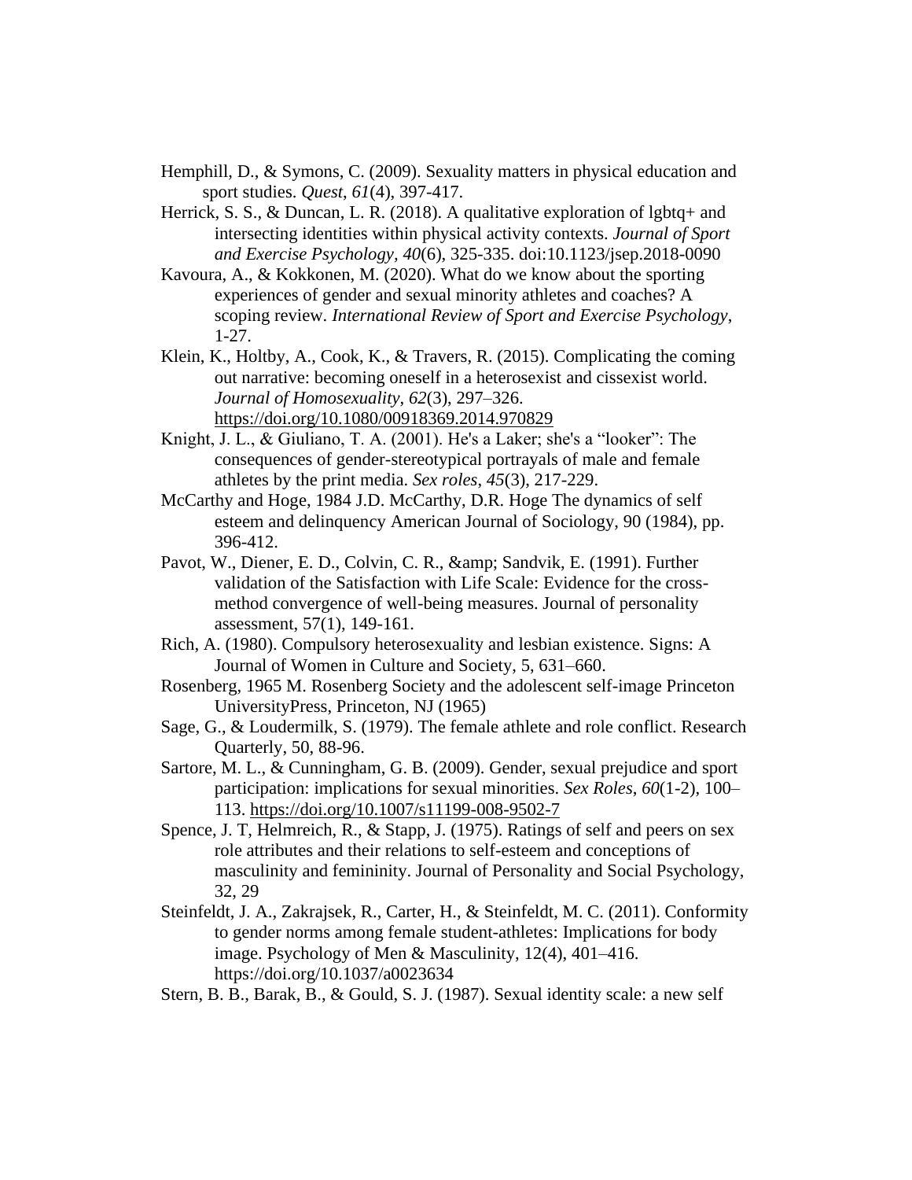Hemphill, D., & Symons, C. (2009). Sexuality matters in physical education and sport studies. *Quest*, *61*(4), 397-417.

Herrick, S. S., & Duncan, L. R. (2018). A qualitative exploration of lgbtq+ and intersecting identities within physical activity contexts. *Journal of Sport and Exercise Psychology*, *40*(6), 325-335. doi:10.1123/jsep.2018-0090

Kavoura, A., & Kokkonen, M. (2020). What do we know about the sporting experiences of gender and sexual minority athletes and coaches? A scoping review. *International Review of Sport and Exercise Psychology*, 1-27.

Klein, K., Holtby, A., Cook, K., & Travers, R. (2015). Complicating the coming out narrative: becoming oneself in a heterosexist and cissexist world. *Journal of Homosexuality*, *62*(3), 297–326. https://doi.org/10.1080/00918369.2014.970829

Knight, J. L., & Giuliano, T. A. (2001). He's a Laker; she's a "looker": The consequences of gender-stereotypical portrayals of male and female athletes by the print media. *Sex roles*, *45*(3), 217-229.

McCarthy and Hoge, 1984 J.D. McCarthy, D.R. Hoge The dynamics of self esteem and delinquency American Journal of Sociology, 90 (1984), pp. 396-412.

Pavot, W., Diener, E. D., Colvin, C. R., &amp; Sandvik, E. (1991). Further validation of the Satisfaction with Life Scale: Evidence for the cross-method convergence of well-being measures. Journal of personality assessment, 57(1), 149-161.

Rich, A. (1980). Compulsory heterosexuality and lesbian existence. Signs: A Journal of Women in Culture and Society, 5, 631–660.

Rosenberg, 1965 M. Rosenberg Society and the adolescent self-image Princeton UniversityPress, Princeton, NJ (1965)

Sage, G., & Loudermilk, S. (1979). The female athlete and role conflict. Research Quarterly, 50, 88-96.

Sartore, M. L., & Cunningham, G. B. (2009). Gender, sexual prejudice and sport participation: implications for sexual minorities. *Sex Roles*, *60*(1-2), 100–113. https://doi.org/10.1007/s11199-008-9502-7

Spence, J. T, Helmreich, R., & Stapp, J. (1975). Ratings of self and peers on sex role attributes and their relations to self-esteem and conceptions of masculinity and femininity. Journal of Personality and Social Psychology, 32, 29

Steinfeldt, J. A., Zakrajsek, R., Carter, H., & Steinfeldt, M. C. (2011). Conformity to gender norms among female student-athletes: Implications for body image. Psychology of Men & Masculinity, 12(4), 401–416. https://doi.org/10.1037/a0023634

Stern, B. B., Barak, B., & Gould, S. J. (1987). Sexual identity scale: a new self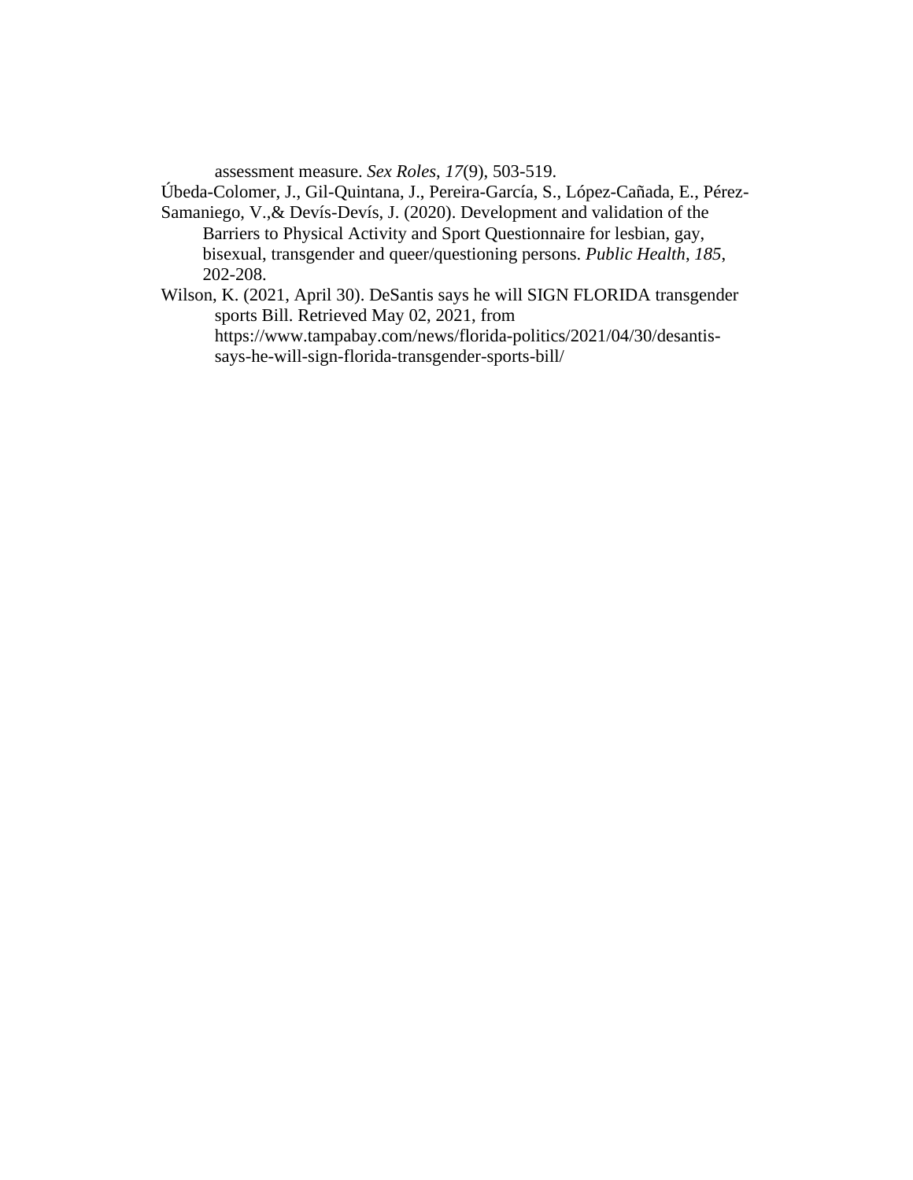assessment measure. *Sex Roles*, *17*(9), 503-519.

Úbeda-Colomer, J., Gil-Quintana, J., Pereira-García, S., López-Cañada, E., Pérez-Samaniego, V.,& Devís-Devís, J. (2020). Development and validation of the Barriers to Physical Activity and Sport Questionnaire for lesbian, gay, bisexual, transgender and queer/questioning persons. *Public Health*, *185*, 202-208.

Wilson, K. (2021, April 30). DeSantis says he will SIGN FLORIDA transgender sports Bill. Retrieved May 02, 2021, from https://www.tampabay.com/news/florida-politics/2021/04/30/desantis-says-he-will-sign-florida-transgender-sports-bill/